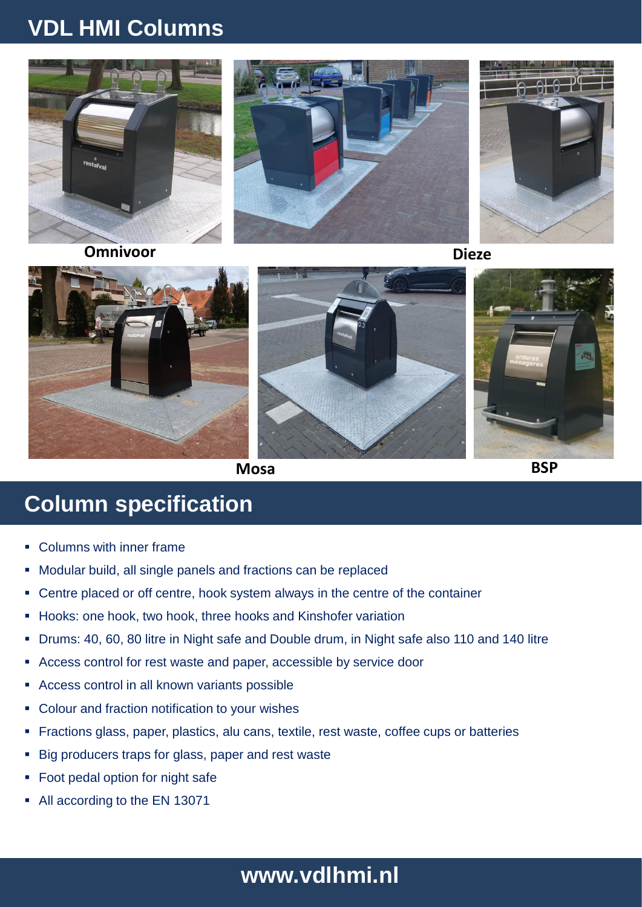# VDL HMI Columns

Omnivoor

Dieze

Mosa

BSP

## Column specification

- Columns with inner frame
- Modular build, all single panels and fractions can be replaced
- Centre placed or off centre, hook system always in the centre of the container
- Hooks: one hook, two hook, three hooks and Kinshofer variation
- Drums: 40, 60, 80 litre in Night safe and Double drum, in Night safe also 110 and 140 litre
- Access control for rest waste and paper, accessible by service door
- Access control in all known variants possible
- Colour and fraction notification to your wishes
- Fractions glass, paper, plastics, alu cans, textile, rest waste, coffee cups or batteries
- Big producers traps for glass, paper and rest waste
- Foot pedal option for night safe
- All according to the EN 13071

**www.vdlhmi.nl**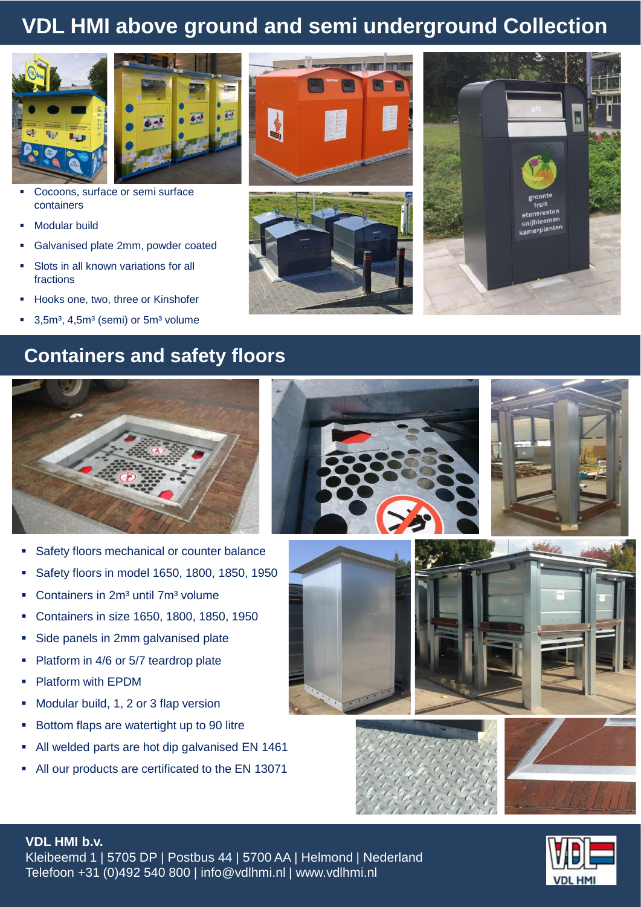# VDL HMI above ground and semi underground Collection

- Cocoons, surface or semi surface containers
- Modular build
- Galvanised plate 2mm, powder coated
- Slots in all known variations for all fractions
- Hooks one, two, three or Kinshofer
- 3,5m³, 4,5m³ (semi) or 5m³ volume

## Containers and safety floors

- Safety floors mechanical or counter balance
- Safety floors in model 1650, 1800, 1850, 1950
- Containers in 2m³ until 7m³ volume
- Containers in size 1650, 1800, 1850, 1950
- Side panels in 2mm galvanised plate
- Platform in 4/6 or 5/7 teardrop plate
- Platform with EPDM
- Modular build, 1, 2 or 3 flap version
- Bottom flaps are watertight up to 90 litre
- All welded parts are hot dip galvanised EN 1461
- All our products are certificated to the EN 13071

**VDL HMI b.v.**
Kleibeemd 1 | 5705 DP | Postbus 44 | 5700 AA | Helmond | Nederland
Telefoon +31 (0)492 540 800 | info@vdlhmi.nl | www.vdlhmi.nl